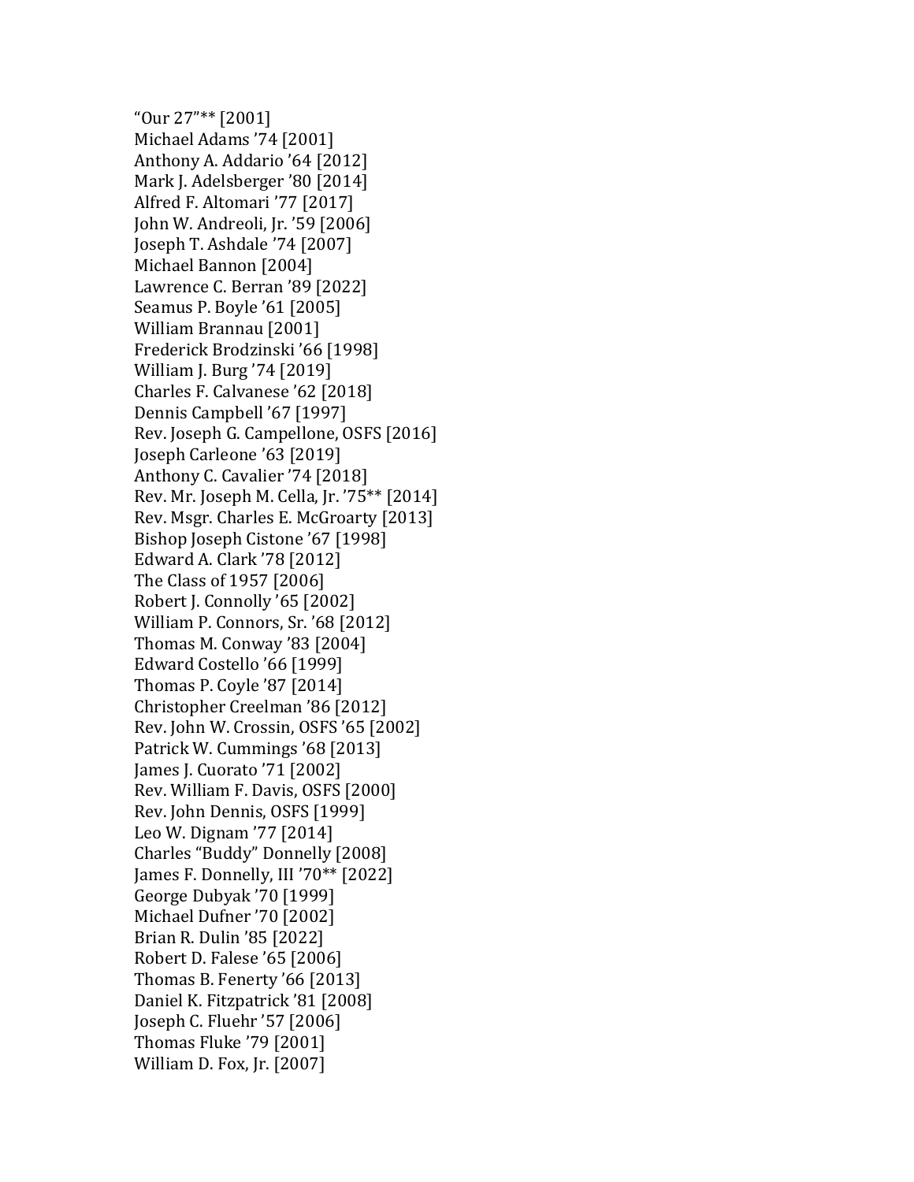"Our 27"** [2001]
Michael Adams '74 [2001]
Anthony A. Addario '64 [2012]
Mark J. Adelsberger '80 [2014]
Alfred F. Altomari '77 [2017]
John W. Andreoli, Jr. '59 [2006]
Joseph T. Ashdale '74 [2007]
Michael Bannon [2004]
Lawrence C. Berran '89 [2022]
Seamus P. Boyle '61 [2005]
William Brannau [2001]
Frederick Brodzinski '66 [1998]
William J. Burg '74 [2019]
Charles F. Calvanese '62 [2018]
Dennis Campbell '67 [1997]
Rev. Joseph G. Campellone, OSFS [2016]
Joseph Carleone '63 [2019]
Anthony C. Cavalier '74 [2018]
Rev. Mr. Joseph M. Cella, Jr. '75** [2014]
Rev. Msgr. Charles E. McGroarty [2013]
Bishop Joseph Cistone '67 [1998]
Edward A. Clark '78 [2012]
The Class of 1957 [2006]
Robert J. Connolly '65 [2002]
William P. Connors, Sr. '68 [2012]
Thomas M. Conway '83 [2004]
Edward Costello '66 [1999]
Thomas P. Coyle '87 [2014]
Christopher Creelman '86 [2012]
Rev. John W. Crossin, OSFS '65 [2002]
Patrick W. Cummings '68 [2013]
James J. Cuorato '71 [2002]
Rev. William F. Davis, OSFS [2000]
Rev. John Dennis, OSFS [1999]
Leo W. Dignam '77 [2014]
Charles "Buddy" Donnelly [2008]
James F. Donnelly, III '70** [2022]
George Dubyak '70 [1999]
Michael Dufner '70 [2002]
Brian R. Dulin '85 [2022]
Robert D. Falese '65 [2006]
Thomas B. Fenerty '66 [2013]
Daniel K. Fitzpatrick '81 [2008]
Joseph C. Fluehr '57 [2006]
Thomas Fluke '79 [2001]
William D. Fox, Jr. [2007]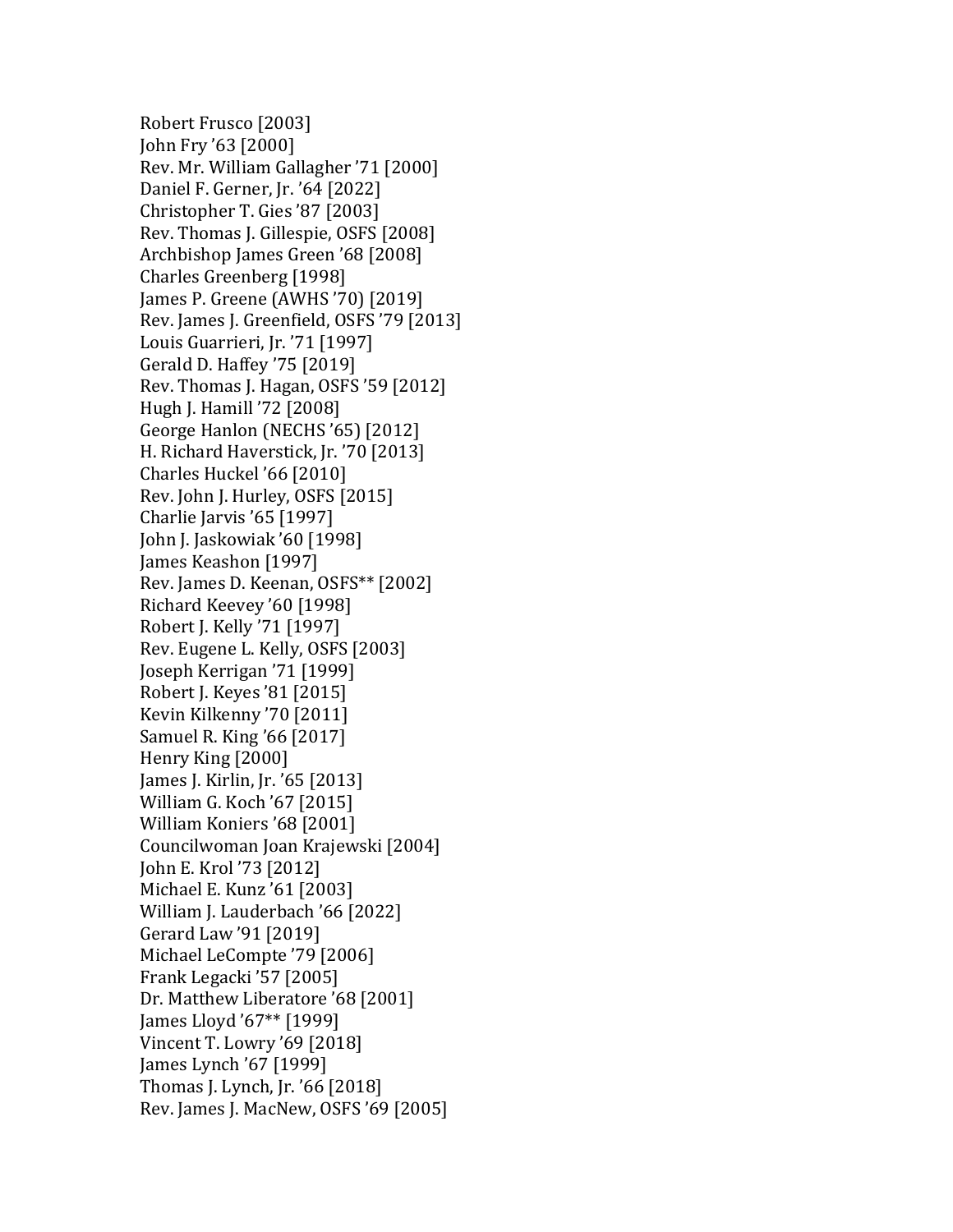Robert Frusco [2003]
John Fry '63 [2000]
Rev. Mr. William Gallagher '71 [2000]
Daniel F. Gerner, Jr. '64 [2022]
Christopher T. Gies '87 [2003]
Rev. Thomas J. Gillespie, OSFS [2008]
Archbishop James Green '68 [2008]
Charles Greenberg [1998]
James P. Greene (AWHS '70) [2019]
Rev. James J. Greenfield, OSFS '79 [2013]
Louis Guarrieri, Jr. '71 [1997]
Gerald D. Haffey '75 [2019]
Rev. Thomas J. Hagan, OSFS '59 [2012]
Hugh J. Hamill '72 [2008]
George Hanlon (NECHS '65) [2012]
H. Richard Haverstick, Jr. '70 [2013]
Charles Huckel '66 [2010]
Rev. John J. Hurley, OSFS [2015]
Charlie Jarvis '65 [1997]
John J. Jaskowiak '60 [1998]
James Keashon [1997]
Rev. James D. Keenan, OSFS** [2002]
Richard Keevey '60 [1998]
Robert J. Kelly '71 [1997]
Rev. Eugene L. Kelly, OSFS [2003]
Joseph Kerrigan '71 [1999]
Robert J. Keyes '81 [2015]
Kevin Kilkenny '70 [2011]
Samuel R. King '66 [2017]
Henry King [2000]
James J. Kirlin, Jr. '65 [2013]
William G. Koch '67 [2015]
William Koniers '68 [2001]
Councilwoman Joan Krajewski [2004]
John E. Krol '73 [2012]
Michael E. Kunz '61 [2003]
William J. Lauderbach '66 [2022]
Gerard Law '91 [2019]
Michael LeCompte '79 [2006]
Frank Legacki '57 [2005]
Dr. Matthew Liberatore '68 [2001]
James Lloyd '67** [1999]
Vincent T. Lowry '69 [2018]
James Lynch '67 [1999]
Thomas J. Lynch, Jr. '66 [2018]
Rev. James J. MacNew, OSFS '69 [2005]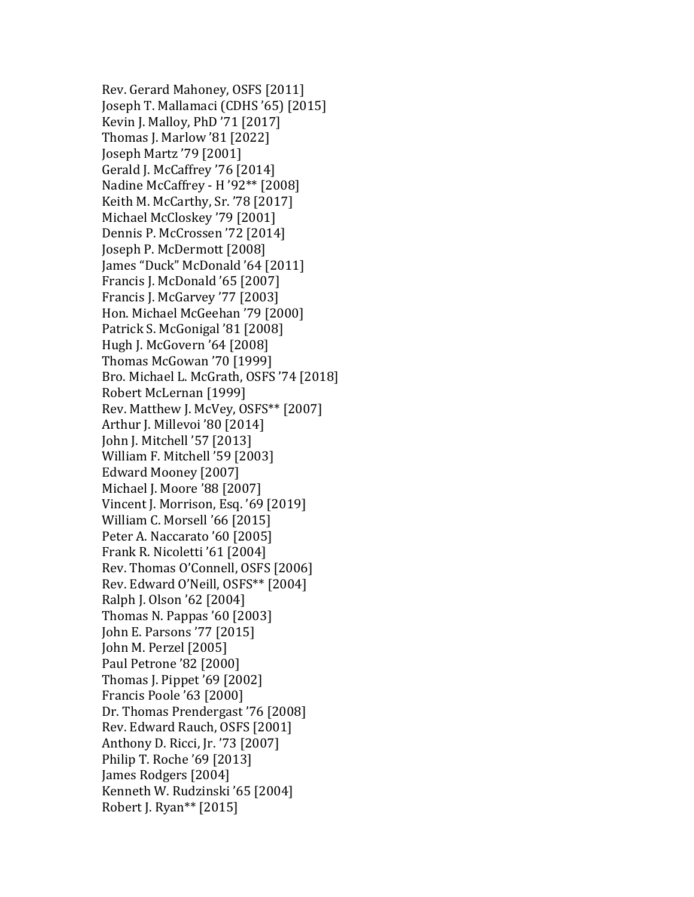Rev. Gerard Mahoney, OSFS [2011]
Joseph T. Mallamaci (CDHS ’65) [2015]
Kevin J. Malloy, PhD ’71 [2017]
Thomas J. Marlow ’81 [2022]
Joseph Martz ’79 [2001]
Gerald J. McCaffrey ’76 [2014]
Nadine McCaffrey - H ’92** [2008]
Keith M. McCarthy, Sr. ’78 [2017]
Michael McCloskey ’79 [2001]
Dennis P. McCrossen ’72 [2014]
Joseph P. McDermott [2008]
James “Duck” McDonald ’64 [2011]
Francis J. McDonald ’65 [2007]
Francis J. McGarvey ’77 [2003]
Hon. Michael McGeehan ’79 [2000]
Patrick S. McGonigal ’81 [2008]
Hugh J. McGovern ’64 [2008]
Thomas McGowan ’70 [1999]
Bro. Michael L. McGrath, OSFS ’74 [2018]
Robert McLernan [1999]
Rev. Matthew J. McVey, OSFS** [2007]
Arthur J. Millevoi ’80 [2014]
John J. Mitchell ’57 [2013]
William F. Mitchell ’59 [2003]
Edward Mooney [2007]
Michael J. Moore ’88 [2007]
Vincent J. Morrison, Esq. ’69 [2019]
William C. Morsell ’66 [2015]
Peter A. Naccarato ’60 [2005]
Frank R. Nicoletti ’61 [2004]
Rev. Thomas O’Connell, OSFS [2006]
Rev. Edward O’Neill, OSFS** [2004]
Ralph J. Olson ’62 [2004]
Thomas N. Pappas ’60 [2003]
John E. Parsons ’77 [2015]
John M. Perzel [2005]
Paul Petrone ’82 [2000]
Thomas J. Pippet ’69 [2002]
Francis Poole ’63 [2000]
Dr. Thomas Prendergast ’76 [2008]
Rev. Edward Rauch, OSFS [2001]
Anthony D. Ricci, Jr. ’73 [2007]
Philip T. Roche ’69 [2013]
James Rodgers [2004]
Kenneth W. Rudzinski ’65 [2004]
Robert J. Ryan** [2015]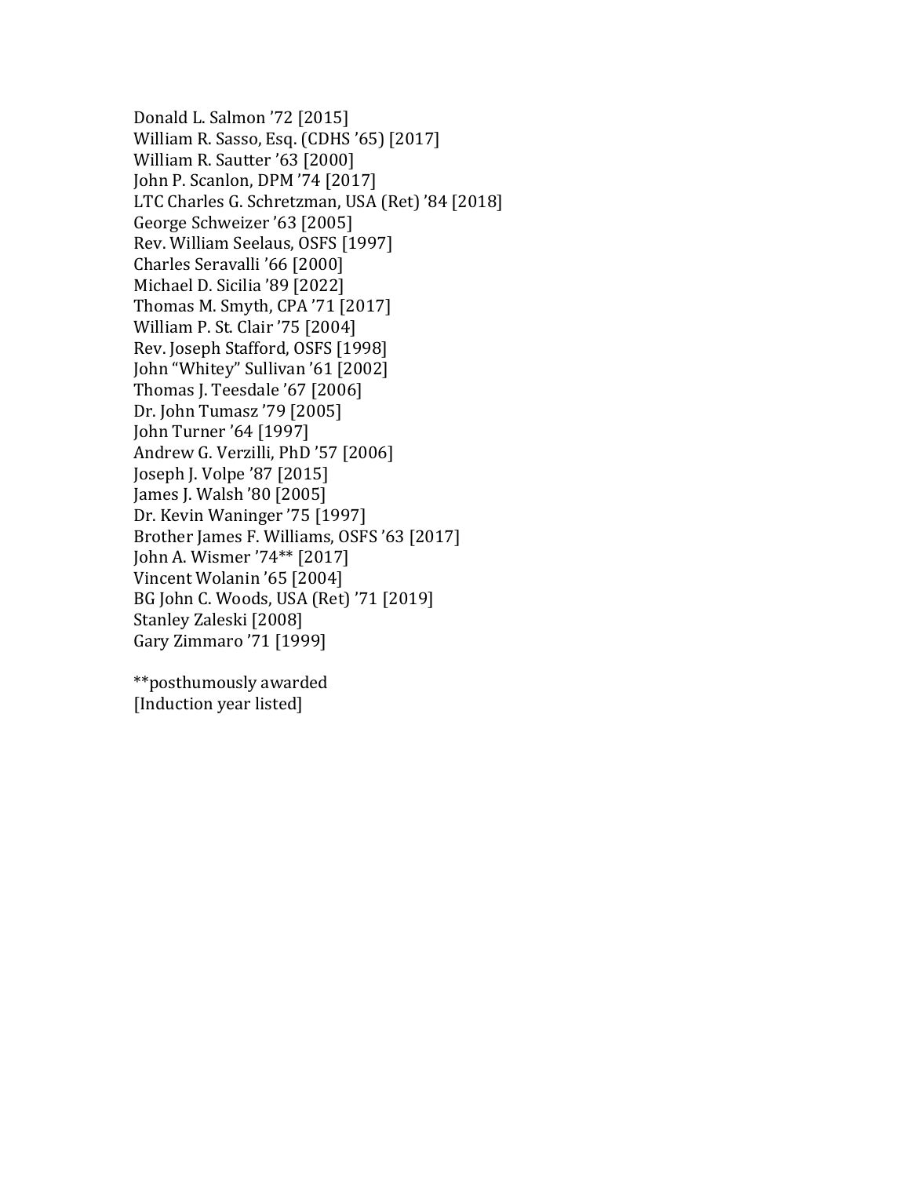Donald L. Salmon ’72 [2015]
William R. Sasso, Esq. (CDHS ’65) [2017]
William R. Sautter ’63 [2000]
John P. Scanlon, DPM ’74 [2017]
LTC Charles G. Schretzman, USA (Ret) ’84 [2018]
George Schweizer ’63 [2005]
Rev. William Seelaus, OSFS [1997]
Charles Seravalli ’66 [2000]
Michael D. Sicilia ’89 [2022]
Thomas M. Smyth, CPA ’71 [2017]
William P. St. Clair ’75 [2004]
Rev. Joseph Stafford, OSFS [1998]
John “Whitey” Sullivan ’61 [2002]
Thomas J. Teesdale ’67 [2006]
Dr. John Tumasz ’79 [2005]
John Turner ’64 [1997]
Andrew G. Verzilli, PhD ’57 [2006]
Joseph J. Volpe ’87 [2015]
James J. Walsh ’80 [2005]
Dr. Kevin Waninger ’75 [1997]
Brother James F. Williams, OSFS ’63 [2017]
John A. Wismer ’74** [2017]
Vincent Wolanin ’65 [2004]
BG John C. Woods, USA (Ret) ’71 [2019]
Stanley Zaleski [2008]
Gary Zimmaro ’71 [1999]

**posthumously awarded
[Induction year listed]